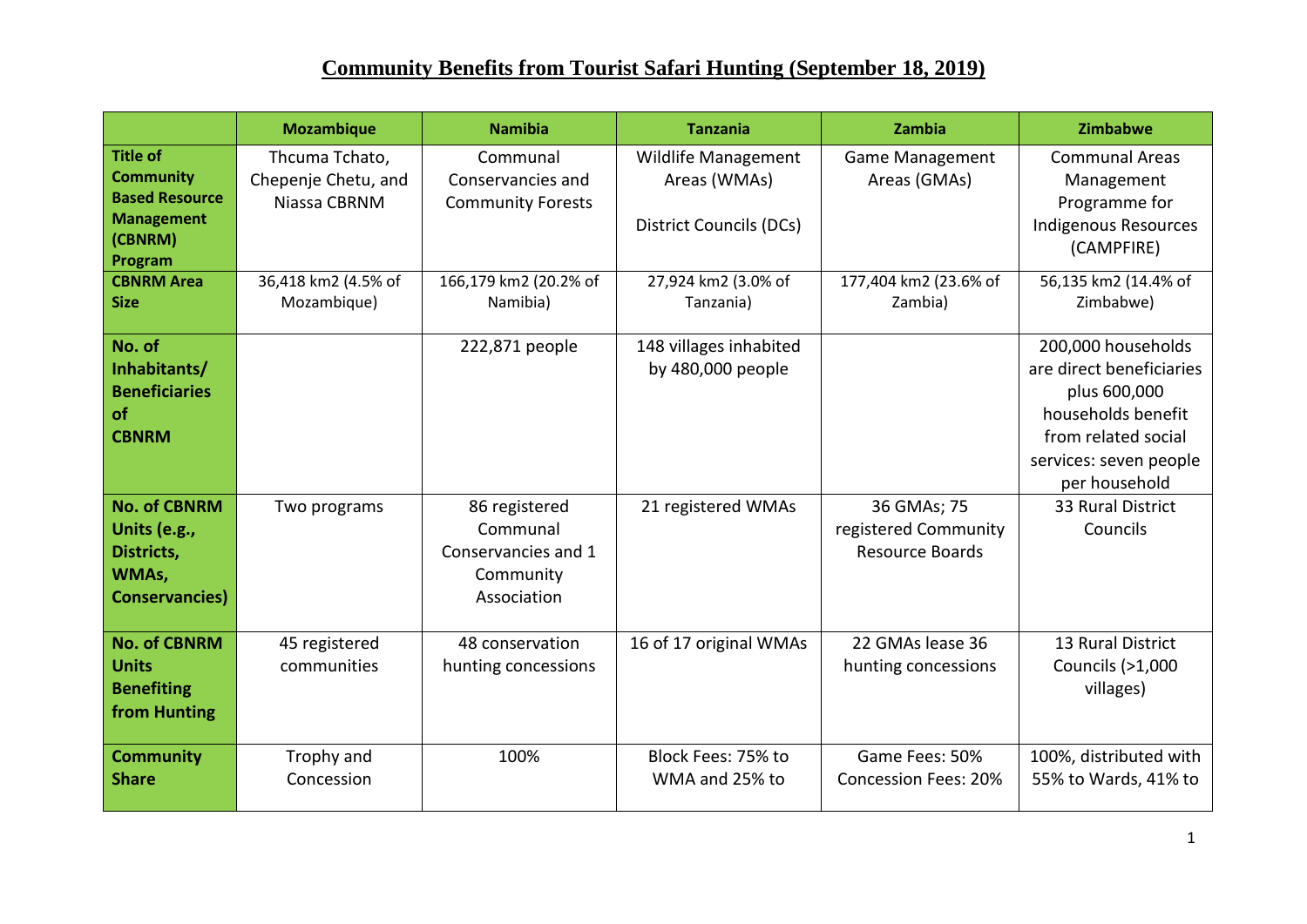# Community Benefits from Tourist Safari Hunting (September 18, 2019)

| | Mozambique | Namibia | Tanzania | Zambia | Zimbabwe |
|---|---|---|---|---|---|
| **Title of Community Based Resource Management (CBNRM) Program** | Thcuma Tchato, Chepenje Chetu, and Niassa CBRNM | Communal Conservancies and Community Forests | Wildlife Management Areas (WMAs) District Councils (DCs) | Game Management Areas (GMAs) | Communal Areas Management Programme for Indigenous Resources (CAMPFIRE) |
| **CBNRM Area Size** | 36,418 km2 (4.5% of Mozambique) | 166,179 km2 (20.2% of Namibia) | 27,924 km2 (3.0% of Tanzania) | 177,404 km2 (23.6% of Zambia) | 56,135 km2 (14.4% of Zimbabwe) |
| **No. of Inhabitants/ Beneficiaries of CBNRM** | | 222,871 people | 148 villages inhabited by 480,000 people | | 200,000 households are direct beneficiaries plus 600,000 households benefit from related social services: seven people per household |
| **No. of CBNRM Units (e.g., Districts, WMAs, Conservancies)** | Two programs | 86 registered Communal Conservancies and 1 Community Association | 21 registered WMAs | 36 GMAs; 75 registered Community Resource Boards | 33 Rural District Councils |
| **No. of CBNRM Units Benefiting from Hunting** | 45 registered communities | 48 conservation hunting concessions | 16 of 17 original WMAs | 22 GMAs lease 36 hunting concessions | 13 Rural District Councils (>1,000 villages) |
| **Community Share** | Trophy and Concession | 100% | Block Fees: 75% to WMA and 25% to | Game Fees: 50% Concession Fees: 20% | 100%, distributed with 55% to Wards, 41% to |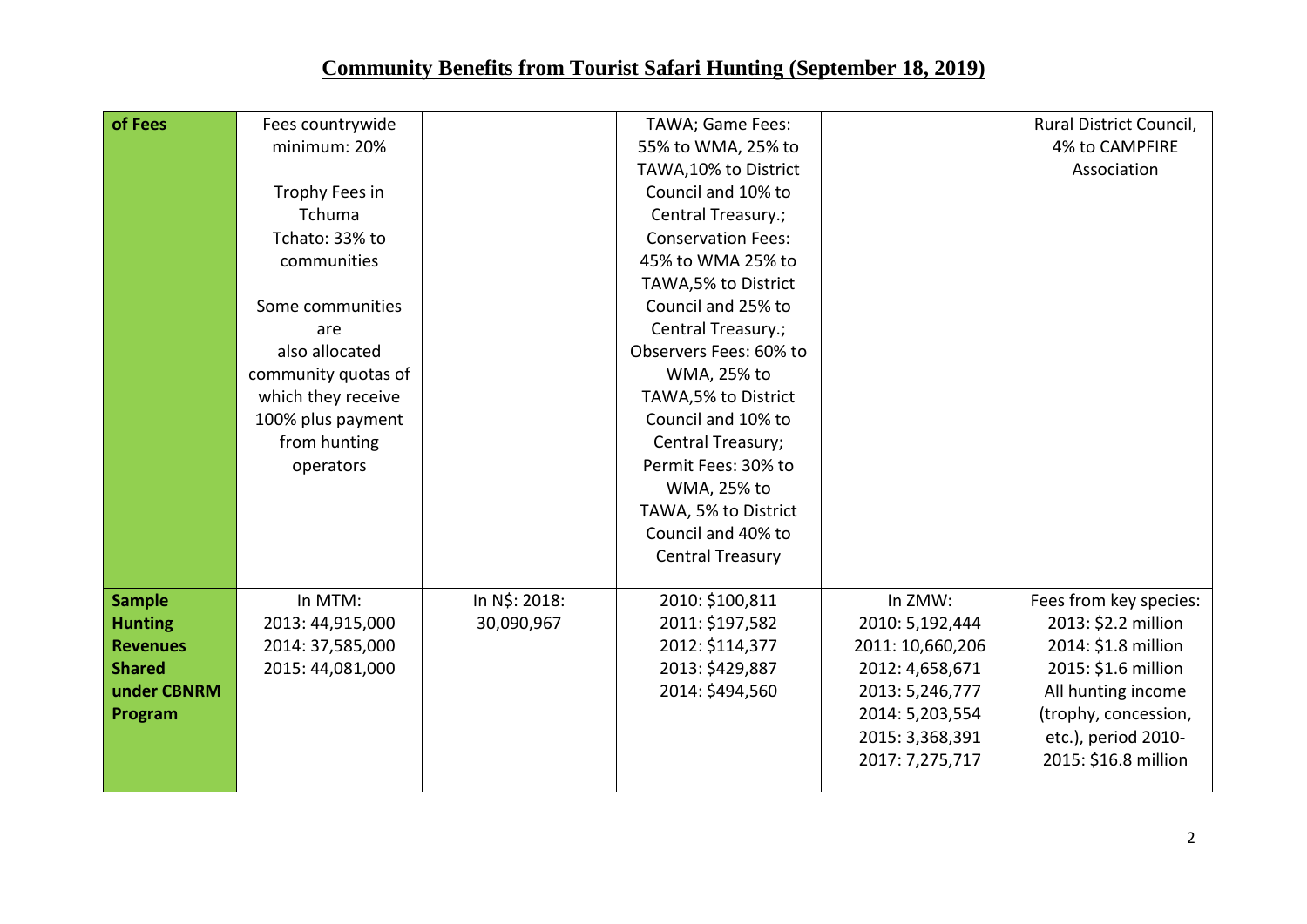# Community Benefits from Tourist Safari Hunting (September 18, 2019)

| of Fees | Fees countrywide minimum: 20%<br><br>Trophy Fees in Tchuma Tchato: 33% to communities<br><br>Some communities are also allocated community quotas of which they receive 100% plus payment from hunting operators | | TAWA; Game Fees: 55% to WMA, 25% to TAWA,10% to District Council and 10% to Central Treasury.; Conservation Fees: 45% to WMA 25% to TAWA,5% to District Council and 25% to Central Treasury.; Observers Fees: 60% to WMA, 25% to TAWA,5% to District Council and 10% to Central Treasury; Permit Fees: 30% to WMA, 25% to TAWA, 5% to District Council and 40% to Central Treasury | | Rural District Council, 4% to CAMPFIRE Association |
|---|---|---|---|---|---|
| **Sample Hunting Revenues Shared under CBNRM Program** | In MTM:<br>2013: 44,915,000<br>2014: 37,585,000<br>2015: 44,081,000 | In N$: 2018: 30,090,967 | 2010: $100,811<br>2011: $197,582<br>2012: $114,377<br>2013: $429,887<br>2014: $494,560 | In ZMW:<br>2010: 5,192,444<br>2011: 10,660,206<br>2012: 4,658,671<br>2013: 5,246,777<br>2014: 5,203,554<br>2015: 3,368,391<br>2017: 7,275,717 | Fees from key species:<br>2013: $2.2 million<br>2014: $1.8 million<br>2015: $1.6 million<br>All hunting income (trophy, concession, etc.), period 2010-2015: $16.8 million |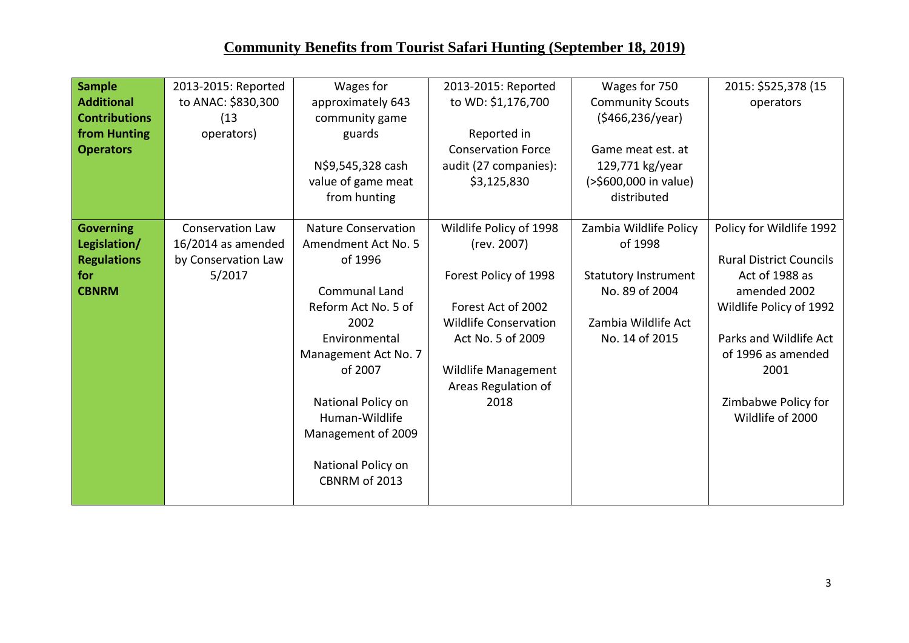## Community Benefits from Tourist Safari Hunting (September 18, 2019)

| **Sample Additional Contributions from Hunting Operators** | 2013-2015: Reported to ANAC: $830,300 (13 operators) | Wages for approximately 643 community game guards<br><br>N$9,545,328 cash value of game meat from hunting | 2013-2015: Reported to WD: $1,176,700<br><br>Reported in Conservation Force audit (27 companies): $3,125,830 | Wages for 750 Community Scouts ($466,236/year)<br><br>Game meat est. at 129,771 kg/year (>$600,000 in value) distributed | 2015: $525,378 (15 operators |
|---|---|---|---|---|---|
| **Governing Legislation/ Regulations for CBNRM** | Conservation Law 16/2014 as amended by Conservation Law 5/2017 | Nature Conservation Amendment Act No. 5 of 1996<br><br>Communal Land Reform Act No. 5 of 2002<br>Environmental Management Act No. 7 of 2007<br><br>National Policy on Human-Wildlife Management of 2009<br><br>National Policy on CBNRM of 2013 | Wildlife Policy of 1998 (rev. 2007)<br><br>Forest Policy of 1998<br><br>Forest Act of 2002<br>Wildlife Conservation Act No. 5 of 2009<br><br>Wildlife Management Areas Regulation of 2018 | Zambia Wildlife Policy of 1998<br><br>Statutory Instrument No. 89 of 2004<br><br>Zambia Wildlife Act No. 14 of 2015 | Policy for Wildlife 1992<br><br>Rural District Councils Act of 1988 as amended 2002<br>Wildlife Policy of 1992<br><br>Parks and Wildlife Act of 1996 as amended 2001<br><br>Zimbabwe Policy for Wildlife of 2000 |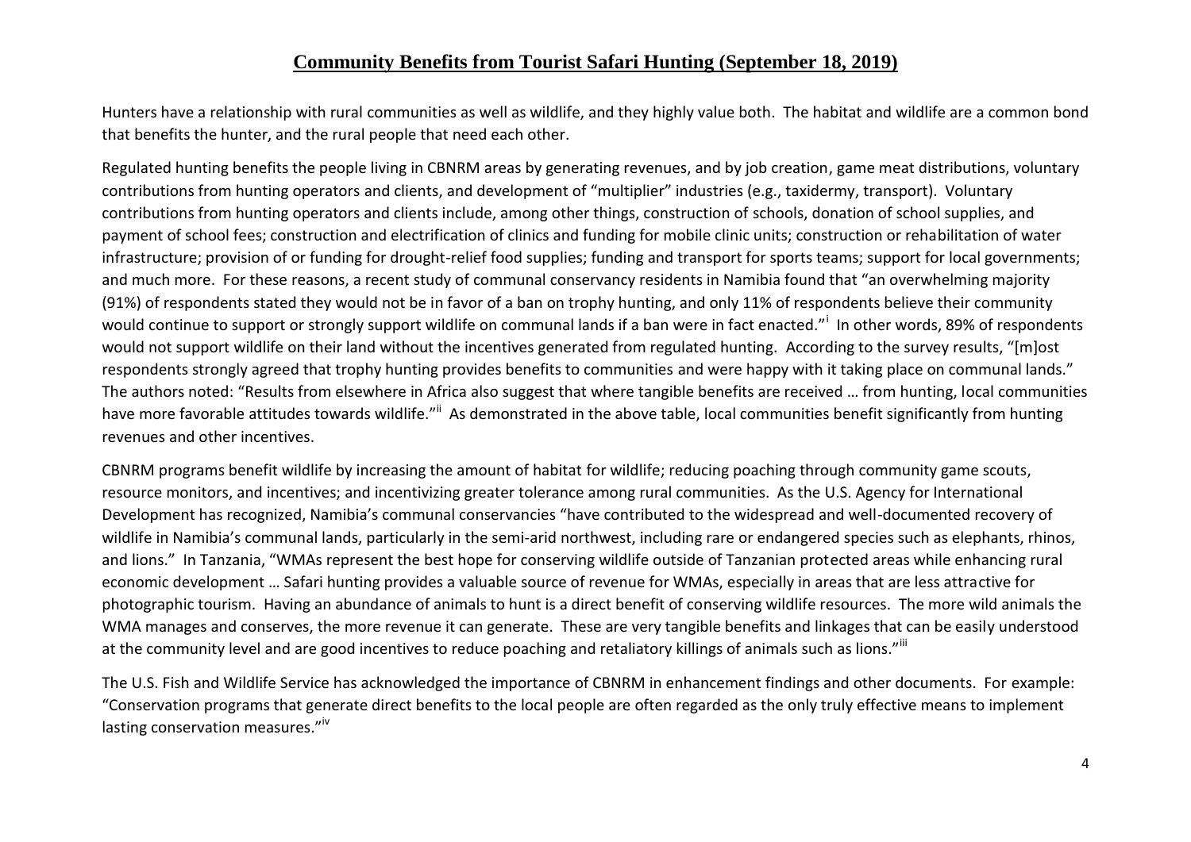# Community Benefits from Tourist Safari Hunting (September 18, 2019)

Hunters have a relationship with rural communities as well as wildlife, and they highly value both. The habitat and wildlife are a common bond that benefits the hunter, and the rural people that need each other.

Regulated hunting benefits the people living in CBNRM areas by generating revenues, and by job creation, game meat distributions, voluntary contributions from hunting operators and clients, and development of "multiplier" industries (e.g., taxidermy, transport). Voluntary contributions from hunting operators and clients include, among other things, construction of schools, donation of school supplies, and payment of school fees; construction and electrification of clinics and funding for mobile clinic units; construction or rehabilitation of water infrastructure; provision of or funding for drought-relief food supplies; funding and transport for sports teams; support for local governments; and much more. For these reasons, a recent study of communal conservancy residents in Namibia found that "an overwhelming majority (91%) of respondents stated they would not be in favor of a ban on trophy hunting, and only 11% of respondents believe their community would continue to support or strongly support wildlife on communal lands if a ban were in fact enacted."[i] In other words, 89% of respondents would not support wildlife on their land without the incentives generated from regulated hunting. According to the survey results, "[m]ost respondents strongly agreed that trophy hunting provides benefits to communities and were happy with it taking place on communal lands." The authors noted: "Results from elsewhere in Africa also suggest that where tangible benefits are received … from hunting, local communities have more favorable attitudes towards wildlife."[ii] As demonstrated in the above table, local communities benefit significantly from hunting revenues and other incentives.

CBNRM programs benefit wildlife by increasing the amount of habitat for wildlife; reducing poaching through community game scouts, resource monitors, and incentives; and incentivizing greater tolerance among rural communities. As the U.S. Agency for International Development has recognized, Namibia's communal conservancies "have contributed to the widespread and well-documented recovery of wildlife in Namibia's communal lands, particularly in the semi-arid northwest, including rare or endangered species such as elephants, rhinos, and lions." In Tanzania, "WMAs represent the best hope for conserving wildlife outside of Tanzanian protected areas while enhancing rural economic development … Safari hunting provides a valuable source of revenue for WMAs, especially in areas that are less attractive for photographic tourism. Having an abundance of animals to hunt is a direct benefit of conserving wildlife resources. The more wild animals the WMA manages and conserves, the more revenue it can generate. These are very tangible benefits and linkages that can be easily understood at the community level and are good incentives to reduce poaching and retaliatory killings of animals such as lions."[iii]

The U.S. Fish and Wildlife Service has acknowledged the importance of CBNRM in enhancement findings and other documents. For example: "Conservation programs that generate direct benefits to the local people are often regarded as the only truly effective means to implement lasting conservation measures."[iv]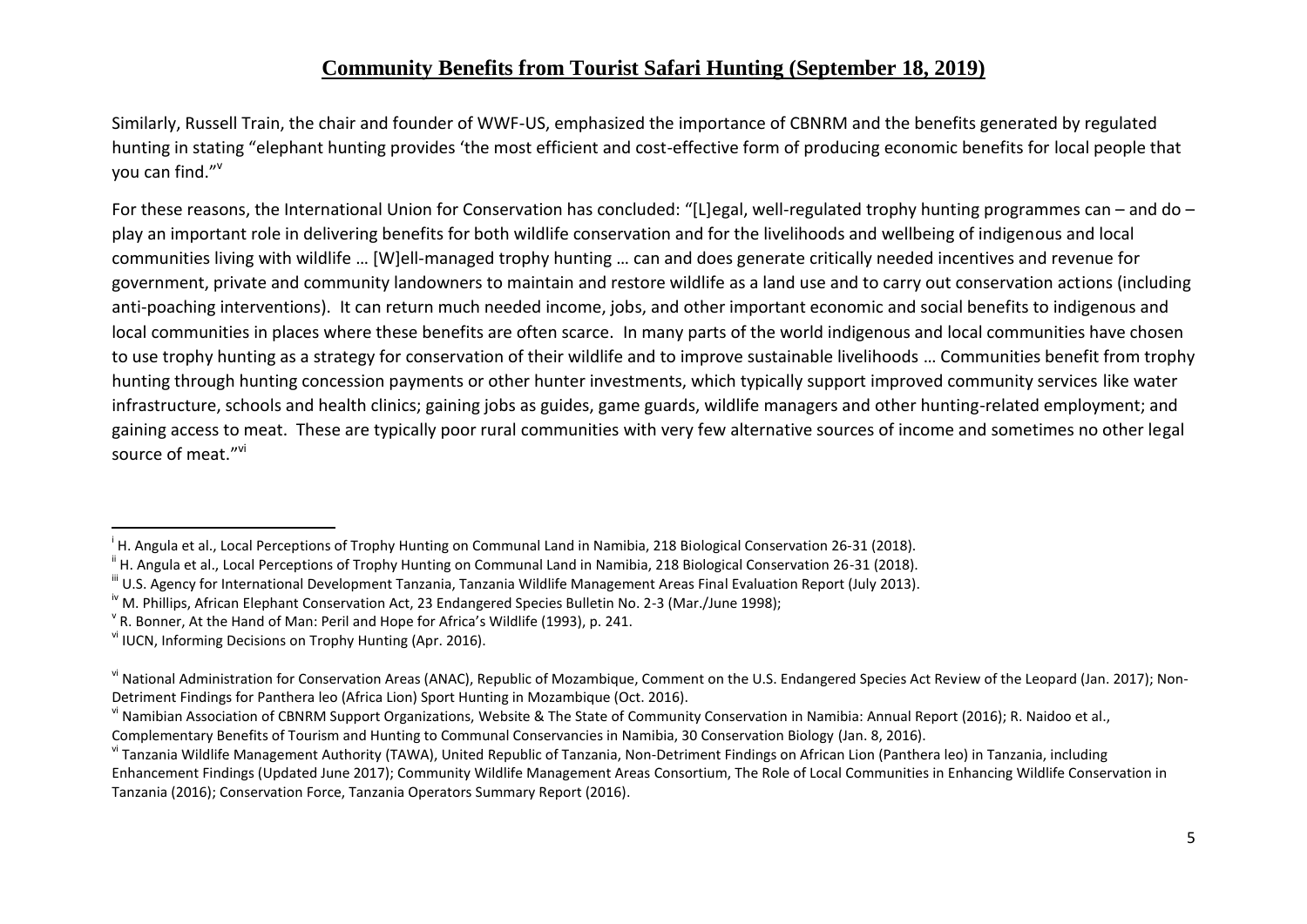# Community Benefits from Tourist Safari Hunting (September 18, 2019)

Similarly, Russell Train, the chair and founder of WWF-US, emphasized the importance of CBNRM and the benefits generated by regulated hunting in stating "elephant hunting provides 'the most efficient and cost-effective form of producing economic benefits for local people that you can find.'"[v]

For these reasons, the International Union for Conservation has concluded: "[L]egal, well-regulated trophy hunting programmes can – and do – play an important role in delivering benefits for both wildlife conservation and for the livelihoods and wellbeing of indigenous and local communities living with wildlife … [W]ell-managed trophy hunting … can and does generate critically needed incentives and revenue for government, private and community landowners to maintain and restore wildlife as a land use and to carry out conservation actions (including anti-poaching interventions). It can return much needed income, jobs, and other important economic and social benefits to indigenous and local communities in places where these benefits are often scarce. In many parts of the world indigenous and local communities have chosen to use trophy hunting as a strategy for conservation of their wildlife and to improve sustainable livelihoods … Communities benefit from trophy hunting through hunting concession payments or other hunter investments, which typically support improved community services like water infrastructure, schools and health clinics; gaining jobs as guides, game guards, wildlife managers and other hunting-related employment; and gaining access to meat. These are typically poor rural communities with very few alternative sources of income and sometimes no other legal source of meat."[vi]

---

[i] H. Angula et al., Local Perceptions of Trophy Hunting on Communal Land in Namibia, 218 Biological Conservation 26-31 (2018).

[ii] H. Angula et al., Local Perceptions of Trophy Hunting on Communal Land in Namibia, 218 Biological Conservation 26-31 (2018).

[iii] U.S. Agency for International Development Tanzania, Tanzania Wildlife Management Areas Final Evaluation Report (July 2013).

[iv] M. Phillips, African Elephant Conservation Act, 23 Endangered Species Bulletin No. 2-3 (Mar./June 1998);

[v] R. Bonner, At the Hand of Man: Peril and Hope for Africa's Wildlife (1993), p. 241.

[vi] IUCN, Informing Decisions on Trophy Hunting (Apr. 2016).

[vi] National Administration for Conservation Areas (ANAC), Republic of Mozambique, Comment on the U.S. Endangered Species Act Review of the Leopard (Jan. 2017); Non-Detriment Findings for Panthera leo (Africa Lion) Sport Hunting in Mozambique (Oct. 2016).

[vi] Namibian Association of CBNRM Support Organizations, Website & The State of Community Conservation in Namibia: Annual Report (2016); R. Naidoo et al., Complementary Benefits of Tourism and Hunting to Communal Conservancies in Namibia, 30 Conservation Biology (Jan. 8, 2016).

[vi] Tanzania Wildlife Management Authority (TAWA), United Republic of Tanzania, Non-Detriment Findings on African Lion (Panthera leo) in Tanzania, including Enhancement Findings (Updated June 2017); Community Wildlife Management Areas Consortium, The Role of Local Communities in Enhancing Wildlife Conservation in Tanzania (2016); Conservation Force, Tanzania Operators Summary Report (2016).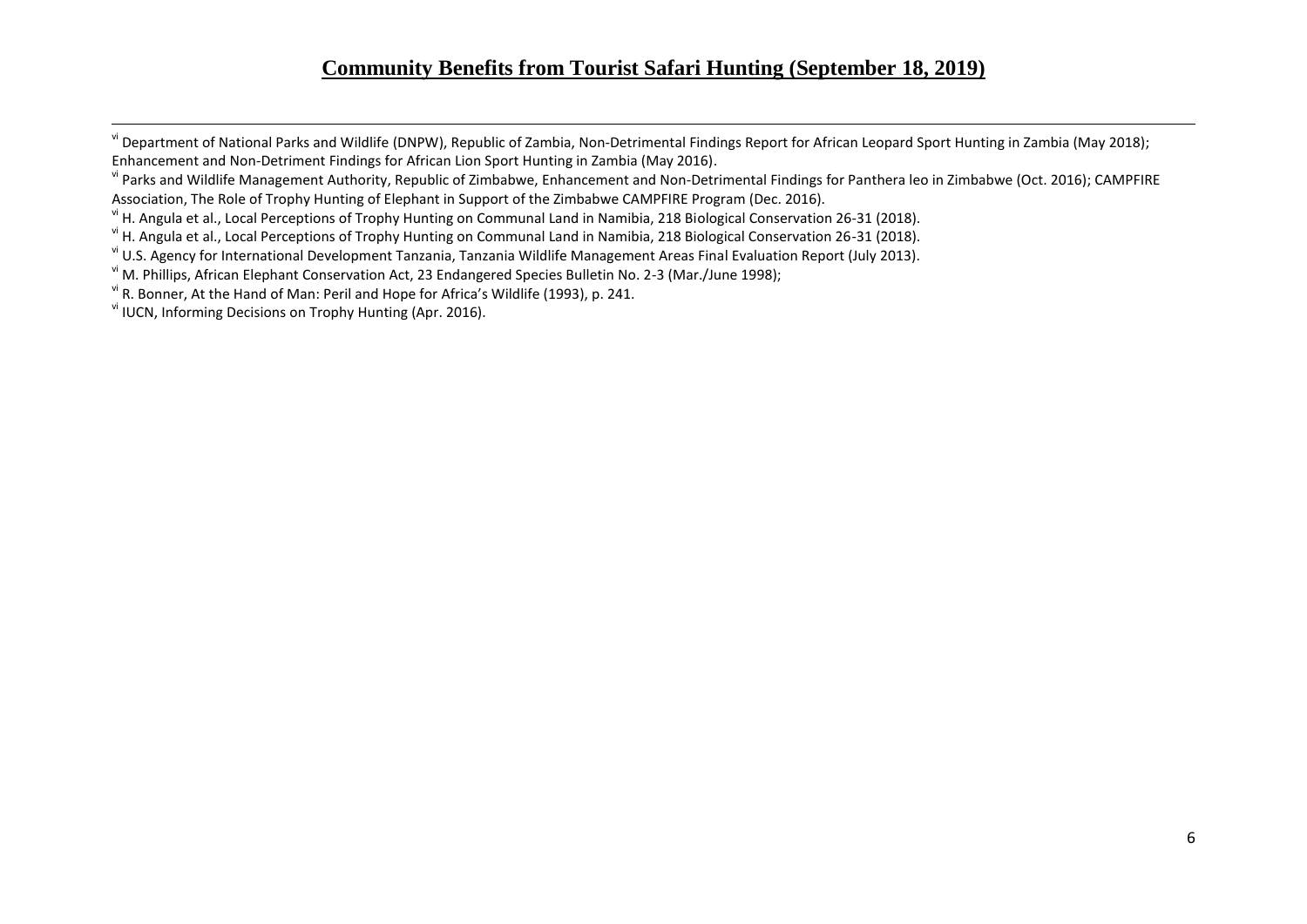[vi] Department of National Parks and Wildlife (DNPW), Republic of Zambia, Non-Detrimental Findings Report for African Leopard Sport Hunting in Zambia (May 2018); Enhancement and Non-Detriment Findings for African Lion Sport Hunting in Zambia (May 2016).

[vi] Parks and Wildlife Management Authority, Republic of Zimbabwe, Enhancement and Non-Detrimental Findings for Panthera leo in Zimbabwe (Oct. 2016); CAMPFIRE Association, The Role of Trophy Hunting of Elephant in Support of the Zimbabwe CAMPFIRE Program (Dec. 2016).

[vi] H. Angula et al., Local Perceptions of Trophy Hunting on Communal Land in Namibia, 218 Biological Conservation 26-31 (2018).

[vi] H. Angula et al., Local Perceptions of Trophy Hunting on Communal Land in Namibia, 218 Biological Conservation 26-31 (2018).

[vi] U.S. Agency for International Development Tanzania, Tanzania Wildlife Management Areas Final Evaluation Report (July 2013).

[vi] M. Phillips, African Elephant Conservation Act, 23 Endangered Species Bulletin No. 2-3 (Mar./June 1998);

[vi] R. Bonner, At the Hand of Man: Peril and Hope for Africa's Wildlife (1993), p. 241.

[vi] IUCN, Informing Decisions on Trophy Hunting (Apr. 2016).